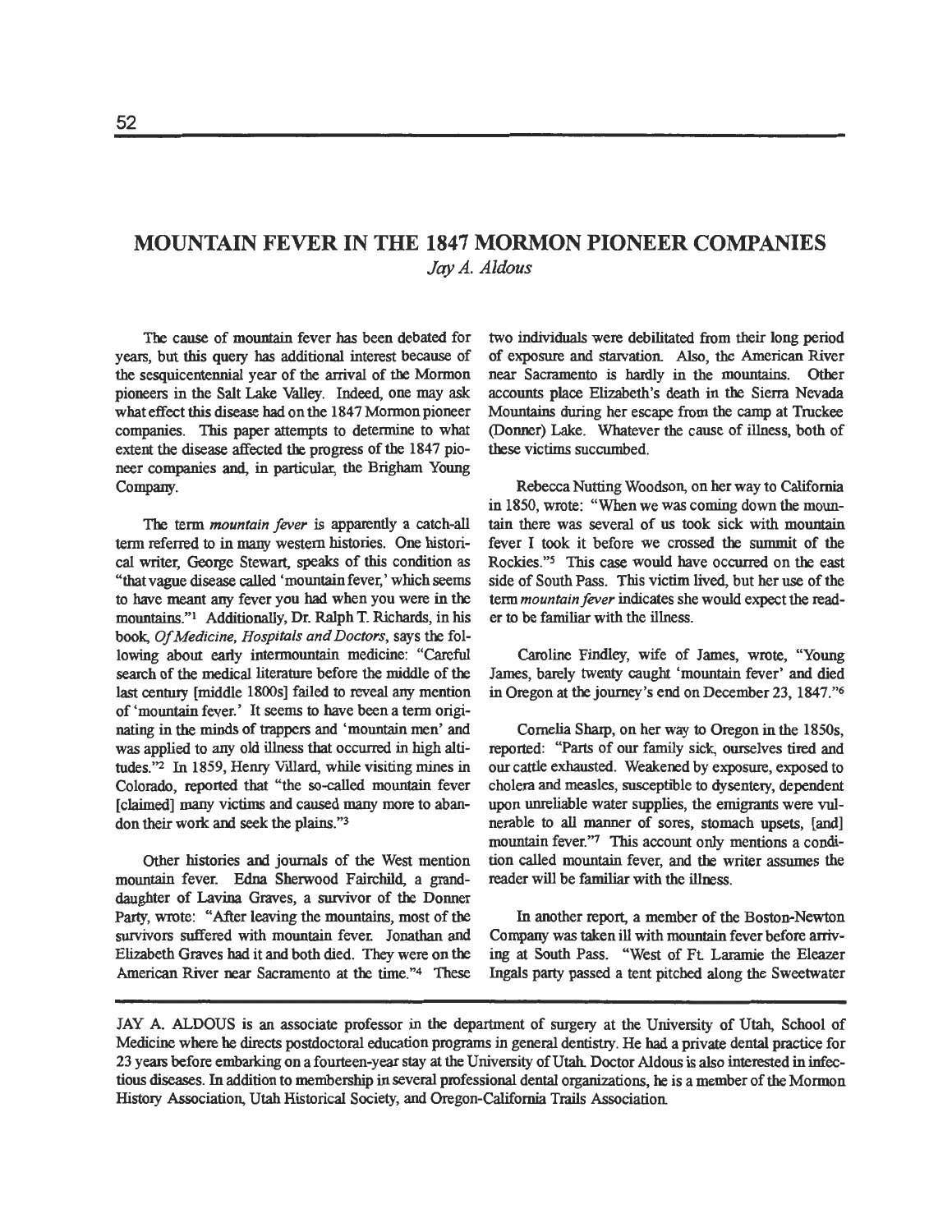# MOUNTAIN FEVER IN THE 1847 MORMON PIONEER COMPANIES

*Jay A. Aldous*

The cause of mountain fever has been debated for years, but this query has additional interest because of the sesquicentennial year of the arrival of the Mormon pioneers in the Salt Lake Valley. Indeed, one may ask what effect this disease had on the 1847 Mormon pioneer companies. This paper attempts to determine to what extent the disease affected the progress of the 1847 pioneer companies and, in particular, the Brigham Young Company.

The term *mountain fever* is apparently a catch-all term referred to in many western histories. One historical writer, George Stewart, speaks of this condition as "that vague disease called 'mountain fever,' which seems to have meant any fever you had when you were in the mountains."[1] Additionally, Dr. Ralph T. Richards, in his book, *Of Medicine, Hospitals and Doctors*, says the following about early intermountain medicine: "Careful search of the medical literature before the middle of the last century [middle 1800s] failed to reveal any mention of 'mountain fever.' It seems to have been a term originating in the minds of trappers and 'mountain men' and was applied to any old illness that occurred in high altitudes."[2] In 1859, Henry Villard, while visiting mines in Colorado, reported that "the so-called mountain fever [claimed] many victims and caused many more to abandon their work and seek the plains."[3]

Other histories and journals of the West mention mountain fever. Edna Sherwood Fairchild, a granddaughter of Lavina Graves, a survivor of the Donner Party, wrote: "After leaving the mountains, most of the survivors suffered with mountain fever. Jonathan and Elizabeth Graves had it and both died. They were on the American River near Sacramento at the time."[4] These two individuals were debilitated from their long period of exposure and starvation. Also, the American River near Sacramento is hardly in the mountains. Other accounts place Elizabeth's death in the Sierra Nevada Mountains during her escape from the camp at Truckee (Donner) Lake. Whatever the cause of illness, both of these victims succumbed.

Rebecca Nutting Woodson, on her way to California in 1850, wrote: "When we was coming down the mountain there was several of us took sick with mountain fever I took it before we crossed the summit of the Rockies."[5] This case would have occurred on the east side of South Pass. This victim lived, but her use of the term *mountain fever* indicates she would expect the reader to be familiar with the illness.

Caroline Findley, wife of James, wrote, "Young James, barely twenty caught 'mountain fever' and died in Oregon at the journey's end on December 23, 1847."[6]

Cornelia Sharp, on her way to Oregon in the 1850s, reported: "Parts of our family sick, ourselves tired and our cattle exhausted. Weakened by exposure, exposed to cholera and measles, susceptible to dysentery, dependent upon unreliable water supplies, the emigrants were vulnerable to all manner of sores, stomach upsets, [and] mountain fever."[7] This account only mentions a condition called mountain fever, and the writer assumes the reader will be familiar with the illness.

In another report, a member of the Boston-Newton Company was taken ill with mountain fever before arriving at South Pass. "West of Ft. Laramie the Eleazer Ingals party passed a tent pitched along the Sweetwater

---

JAY A. ALDOUS is an associate professor in the department of surgery at the University of Utah, School of Medicine where he directs postdoctoral education programs in general dentistry. He had a private dental practice for 23 years before embarking on a fourteen-year stay at the University of Utah. Doctor Aldous is also interested in infectious diseases. In addition to membership in several professional dental organizations, he is a member of the Mormon History Association, Utah Historical Society, and Oregon-California Trails Association.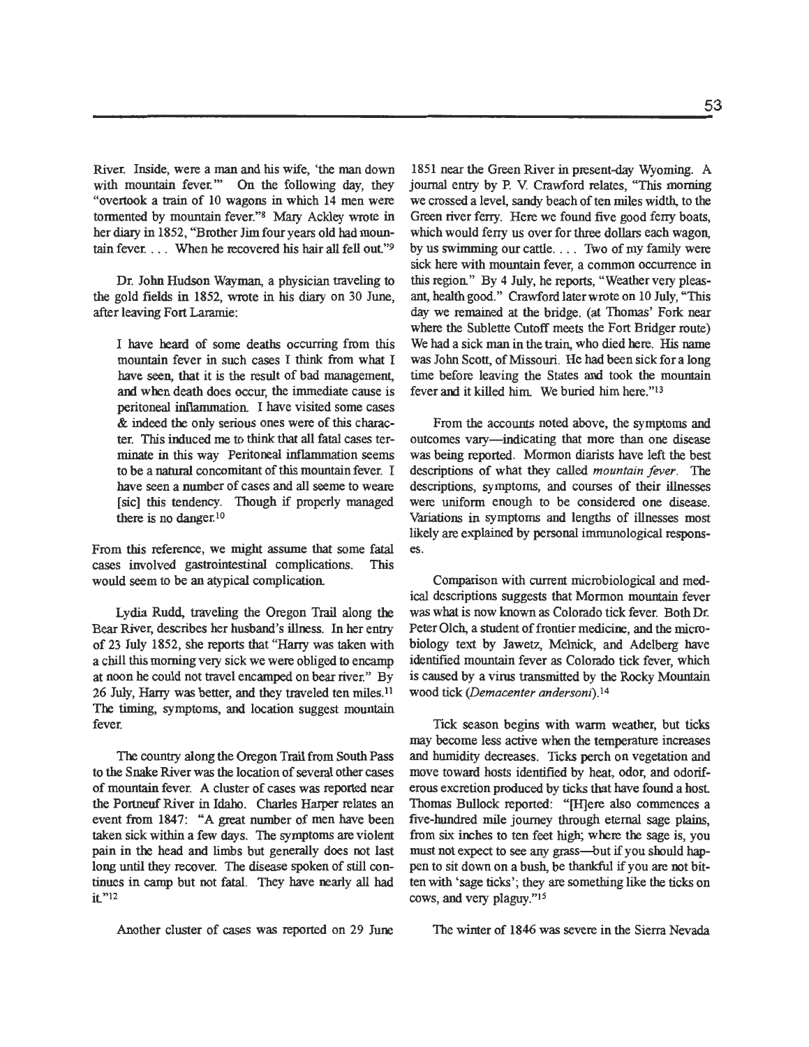River. Inside, were a man and his wife, 'the man down with mountain fever.'" On the following day, they "overtook a train of 10 wagons in which 14 men were tormented by mountain fever."[8] Mary Ackley wrote in her diary in 1852, "Brother Jim four years old had mountain fever. . . . When he recovered his hair all fell out."[9]

Dr. John Hudson Wayman, a physician traveling to the gold fields in 1852, wrote in his diary on 30 June, after leaving Fort Laramie:

> I have heard of some deaths occurring from this mountain fever in such cases I think from what I have seen, that it is the result of bad management, and when death does occur, the immediate cause is peritoneal inflammation. I have visited some cases & indeed the only serious ones were of this character. This induced me to think that all fatal cases terminate in this way Peritoneal inflammation seems to be a natural concomitant of this mountain fever. I have seen a number of cases and all seeme to weare [sic] this tendency. Though if properly managed there is no danger.[10]

From this reference, we might assume that some fatal cases involved gastrointestinal complications. This would seem to be an atypical complication.

Lydia Rudd, traveling the Oregon Trail along the Bear River, describes her husband's illness. In her entry of 23 July 1852, she reports that "Harry was taken with a chill this morning very sick we were obliged to encamp at noon he could not travel encamped on bear river." By 26 July, Harry was better, and they traveled ten miles.[11] The timing, symptoms, and location suggest mountain fever.

The country along the Oregon Trail from South Pass to the Snake River was the location of several other cases of mountain fever. A cluster of cases was reported near the Portneuf River in Idaho. Charles Harper relates an event from 1847: "A great number of men have been taken sick within a few days. The symptoms are violent pain in the head and limbs but generally does not last long until they recover. The disease spoken of still continues in camp but not fatal. They have nearly all had it."[12]

Another cluster of cases was reported on 29 June 1851 near the Green River in present-day Wyoming. A journal entry by P. V. Crawford relates, "This morning we crossed a level, sandy beach of ten miles width, to the Green river ferry. Here we found five good ferry boats, which would ferry us over for three dollars each wagon, by us swimming our cattle. . . . Two of my family were sick here with mountain fever, a common occurrence in this region." By 4 July, he reports, "Weather very pleasant, health good." Crawford later wrote on 10 July, "This day we remained at the bridge. (at Thomas' Fork near where the Sublette Cutoff meets the Fort Bridger route) We had a sick man in the train, who died here. His name was John Scott, of Missouri. He had been sick for a long time before leaving the States and took the mountain fever and it killed him. We buried him here."[13]

From the accounts noted above, the symptoms and outcomes vary—indicating that more than one disease was being reported. Mormon diarists have left the best descriptions of what they called *mountain fever*. The descriptions, symptoms, and courses of their illnesses were uniform enough to be considered one disease. Variations in symptoms and lengths of illnesses most likely are explained by personal immunological responses.

Comparison with current microbiological and medical descriptions suggests that Mormon mountain fever was what is now known as Colorado tick fever. Both Dr. Peter Olch, a student of frontier medicine, and the microbiology text by Jawetz, Melnick, and Adelberg have identified mountain fever as Colorado tick fever, which is caused by a virus transmitted by the Rocky Mountain wood tick (*Demacenter andersoni*).[14]

Tick season begins with warm weather, but ticks may become less active when the temperature increases and humidity decreases. Ticks perch on vegetation and move toward hosts identified by heat, odor, and odoriferous excretion produced by ticks that have found a host. Thomas Bullock reported: "[H]ere also commences a five-hundred mile journey through eternal sage plains, from six inches to ten feet high; where the sage is, you must not expect to see any grass—but if you should happen to sit down on a bush, be thankful if you are not bitten with 'sage ticks'; they are something like the ticks on cows, and very plaguy."[15]

The winter of 1846 was severe in the Sierra Nevada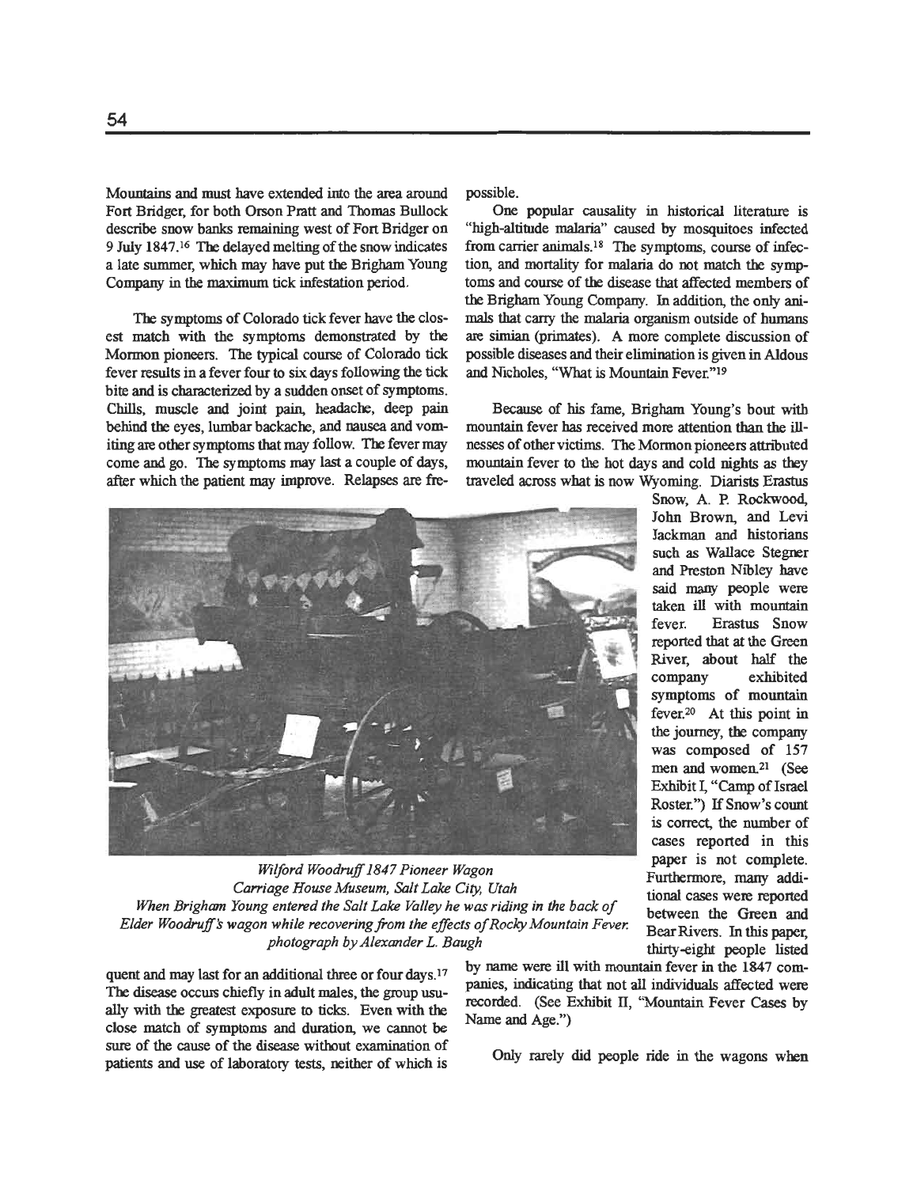Mountains and must have extended into the area around Fort Bridger, for both Orson Pratt and Thomas Bullock describe snow banks remaining west of Fort Bridger on 9 July 1847.[16] The delayed melting of the snow indicates a late summer, which may have put the Brigham Young Company in the maximum tick infestation period.

The symptoms of Colorado tick fever have the closest match with the symptoms demonstrated by the Mormon pioneers. The typical course of Colorado tick fever results in a fever four to six days following the tick bite and is characterized by a sudden onset of symptoms. Chills, muscle and joint pain, headache, deep pain behind the eyes, lumbar backache, and nausea and vomiting are other symptoms that may follow. The fever may come and go. The symptoms may last a couple of days, after which the patient may improve. Relapses are frequent and may last for an additional three or four days.[17] The disease occurs chiefly in adult males, the group usually with the greatest exposure to ticks. Even with the close match of symptoms and duration, we cannot be sure of the cause of the disease without examination of patients and use of laboratory tests, neither of which is possible.

One popular causality in historical literature is "high-altitude malaria" caused by mosquitoes infected from carrier animals.[18] The symptoms, course of infection, and mortality for malaria do not match the symptoms and course of the disease that affected members of the Brigham Young Company. In addition, the only animals that carry the malaria organism outside of humans are simian (primates). A more complete discussion of possible diseases and their elimination is given in Aldous and Nicholes, "What is Mountain Fever."[19]

Because of his fame, Brigham Young's bout with mountain fever has received more attention than the illnesses of other victims. The Mormon pioneers attributed mountain fever to the hot days and cold nights as they traveled across what is now Wyoming. Diarists Erastus Snow, A. P. Rockwood, John Brown, and Levi Jackman and historians such as Wallace Stegner and Preston Nibley have said many people were taken ill with mountain fever. Erastus Snow reported that at the Green River, about half the company exhibited symptoms of mountain fever.[20] At this point in the journey, the company was composed of 157 men and women.[21] (See Exhibit I, "Camp of Israel Roster.") If Snow's count is correct, the number of cases reported in this paper is not complete. Furthermore, many additional cases were reported between the Green and Bear Rivers. In this paper, thirty-eight people listed by name were ill with mountain fever in the 1847 companies, indicating that not all individuals affected were recorded. (See Exhibit II, "Mountain Fever Cases by Name and Age.")

*Wilford Woodruff 1847 Pioneer Wagon*
*Carriage House Museum, Salt Lake City, Utah*
*When Brigham Young entered the Salt Lake Valley he was riding in the back of Elder Woodruff's wagon while recovering from the effects of Rocky Mountain Fever.*
*photograph by Alexander L. Baugh*

Only rarely did people ride in the wagons when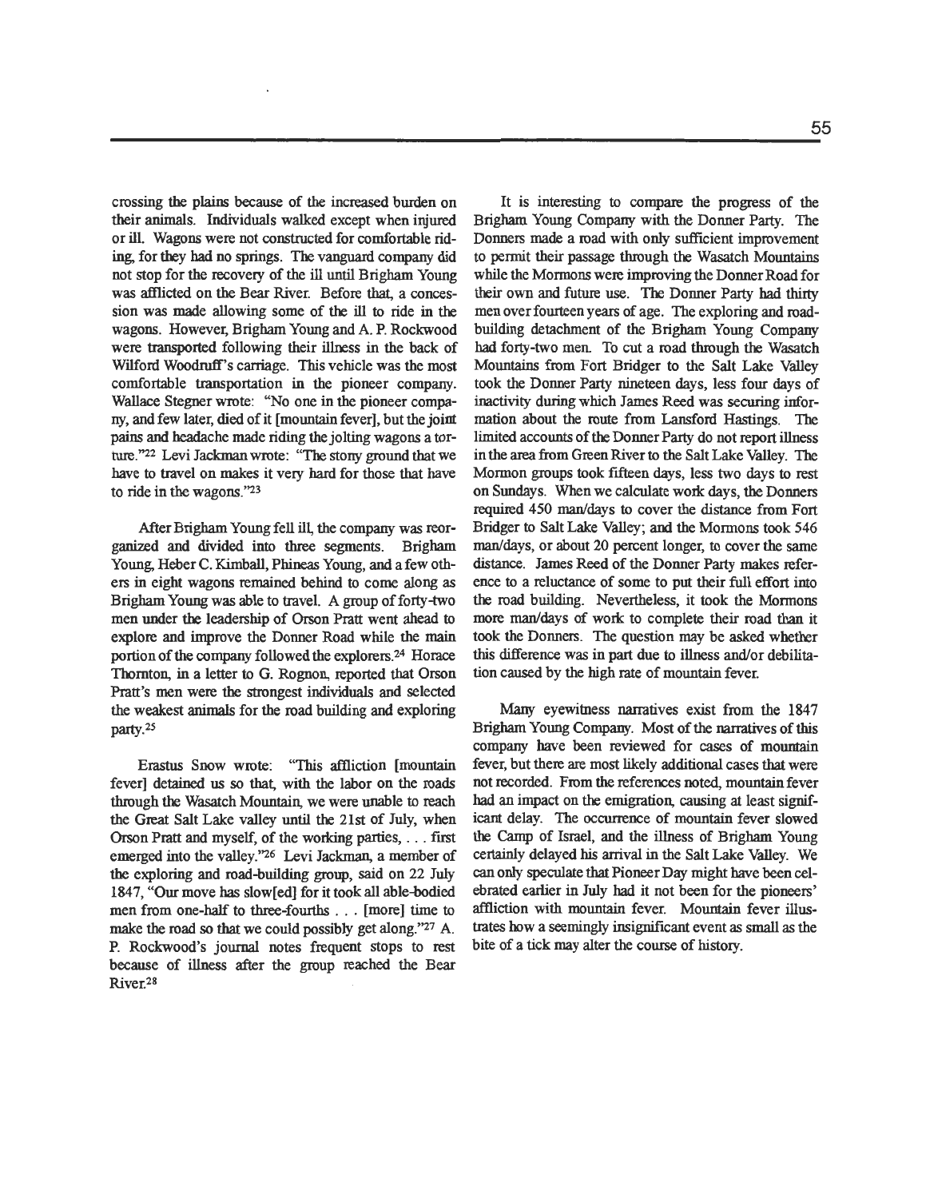crossing the plains because of the increased burden on their animals. Individuals walked except when injured or ill. Wagons were not constructed for comfortable riding, for they had no springs. The vanguard company did not stop for the recovery of the ill until Brigham Young was afflicted on the Bear River. Before that, a concession was made allowing some of the ill to ride in the wagons. However, Brigham Young and A. P. Rockwood were transported following their illness in the back of Wilford Woodruff's carriage. This vehicle was the most comfortable transportation in the pioneer company. Wallace Stegner wrote: "No one in the pioneer company, and few later, died of it [mountain fever], but the joint pains and headache made riding the jolting wagons a torture."[22] Levi Jackman wrote: "The stony ground that we have to travel on makes it very hard for those that have to ride in the wagons."[23]

After Brigham Young fell ill, the company was reorganized and divided into three segments. Brigham Young, Heber C. Kimball, Phineas Young, and a few others in eight wagons remained behind to come along as Brigham Young was able to travel. A group of forty-two men under the leadership of Orson Pratt went ahead to explore and improve the Donner Road while the main portion of the company followed the explorers.[24] Horace Thornton, in a letter to G. Rognon, reported that Orson Pratt's men were the strongest individuals and selected the weakest animals for the road building and exploring party.[25]

Erastus Snow wrote: "This affliction [mountain fever] detained us so that, with the labor on the roads through the Wasatch Mountain, we were unable to reach the Great Salt Lake valley until the 21st of July, when Orson Pratt and myself, of the working parties, . . . first emerged into the valley."[26] Levi Jackman, a member of the exploring and road-building group, said on 22 July 1847, "Our move has slow[ed] for it took all able-bodied men from one-half to three-fourths . . . [more] time to make the road so that we could possibly get along."[27] A. P. Rockwood's journal notes frequent stops to rest because of illness after the group reached the Bear River.[28]

It is interesting to compare the progress of the Brigham Young Company with the Donner Party. The Donners made a road with only sufficient improvement to permit their passage through the Wasatch Mountains while the Mormons were improving the Donner Road for their own and future use. The Donner Party had thirty men over fourteen years of age. The exploring and road-building detachment of the Brigham Young Company had forty-two men. To cut a road through the Wasatch Mountains from Fort Bridger to the Salt Lake Valley took the Donner Party nineteen days, less four days of inactivity during which James Reed was securing information about the route from Lansford Hastings. The limited accounts of the Donner Party do not report illness in the area from Green River to the Salt Lake Valley. The Mormon groups took fifteen days, less two days to rest on Sundays. When we calculate work days, the Donners required 450 man/days to cover the distance from Fort Bridger to Salt Lake Valley; and the Mormons took 546 man/days, or about 20 percent longer, to cover the same distance. James Reed of the Donner Party makes reference to a reluctance of some to put their full effort into the road building. Nevertheless, it took the Mormons more man/days of work to complete their road than it took the Donners. The question may be asked whether this difference was in part due to illness and/or debilitation caused by the high rate of mountain fever.

Many eyewitness narratives exist from the 1847 Brigham Young Company. Most of the narratives of this company have been reviewed for cases of mountain fever, but there are most likely additional cases that were not recorded. From the references noted, mountain fever had an impact on the emigration, causing at least significant delay. The occurrence of mountain fever slowed the Camp of Israel, and the illness of Brigham Young certainly delayed his arrival in the Salt Lake Valley. We can only speculate that Pioneer Day might have been celebrated earlier in July had it not been for the pioneers' affliction with mountain fever. Mountain fever illustrates how a seemingly insignificant event as small as the bite of a tick may alter the course of history.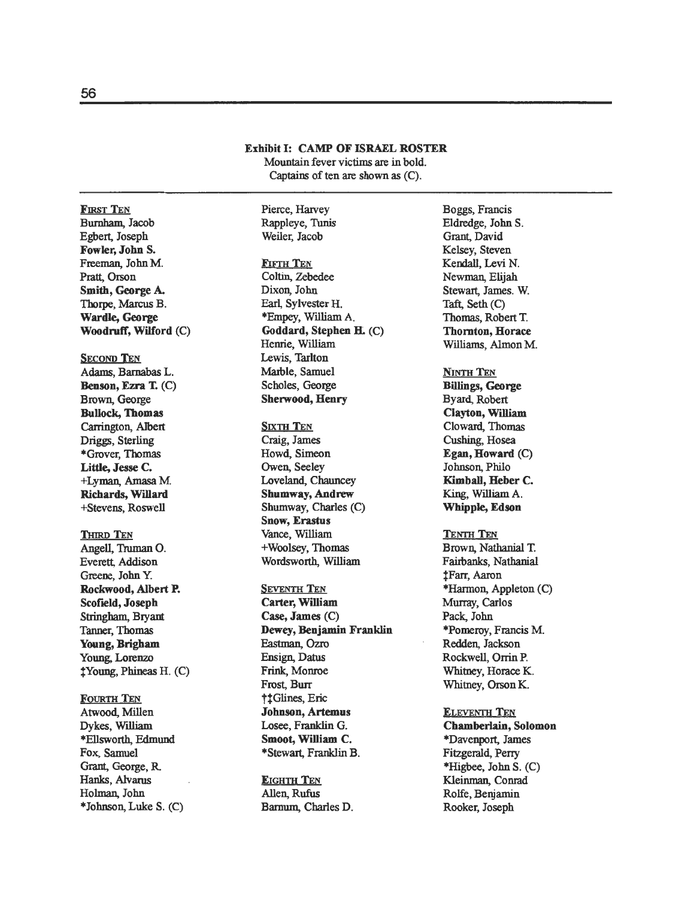**Exhibit I: CAMP OF ISRAEL ROSTER**

Mountain fever victims are in bold.
Captains of ten are shown as (C).

FIRST TEN

Burnham, Jacob
Egbert, Joseph
**Fowler, John S.**
Freeman, John M.
Pratt, Orson
**Smith, George A.**
Thorpe, Marcus B.
**Wardle, George**
**Woodruff, Wilford** (C)

SECOND TEN

Adams, Barnabas L.
**Benson, Ezra T.** (C)
Brown, George
**Bullock, Thomas**
Carrington, Albert
Driggs, Sterling
*Grover, Thomas
**Little, Jesse C.**
+Lyman, Amasa M.
**Richards, Willard**
+Stevens, Roswell

THIRD TEN

Angell, Truman O.
Everett, Addison
Greene, John Y.
**Rockwood, Albert P.**
**Scofield, Joseph**
Stringham, Bryant
Tanner, Thomas
**Young, Brigham**
Young, Lorenzo
‡Young, Phineas H. (C)

FOURTH TEN

Atwood, Millen
Dykes, William
*Ellsworth, Edmund
Fox, Samuel
Grant, George, R.
Hanks, Alvarus
Holman, John
*Johnson, Luke S. (C)
Pierce, Harvey
Rappleye, Tunis
Weiler, Jacob

FIFTH TEN

Coltin, Zebedee
Dixon, John
Earl, Sylvester H.
*Empey, William A.
**Goddard, Stephen H.** (C)
Henrie, William
Lewis, Tarlton
Marble, Samuel
Scholes, George
**Sherwood, Henry**

SIXTH TEN

Craig, James
Howd, Simeon
Owen, Seeley
Loveland, Chauncey
**Shumway, Andrew**
Shumway, Charles (C)
**Snow, Erastus**
Vance, William
+Woolsey, Thomas
Wordsworth, William

SEVENTH TEN

**Carter, William**
**Case, James** (C)
**Dewey, Benjamin Franklin**
Eastman, Ozro
Ensign, Datus
Frink, Monroe
Frost, Burr
†‡Glines, Eric
**Johnson, Artemus**
Losee, Franklin G.
**Smoot, William C.**
*Stewart, Franklin B.

EIGHTH TEN

Allen, Rufus
Barnum, Charles D.
Boggs, Francis
Eldredge, John S.
Grant, David
Kelsey, Steven
Kendall, Levi N.
Newman, Elijah
Stewart, James. W.
Taft, Seth (C)
Thomas, Robert T.
**Thornton, Horace**
Williams, Almon M.

NINTH TEN

**Billings, George**
Byard, Robert
**Clayton, William**
Cloward, Thomas
Cushing, Hosea
**Egan, Howard** (C)
Johnson, Philo
**Kimball, Heber C.**
King, William A.
**Whipple, Edson**

TENTH TEN

Brown, Nathanial T.
Fairbanks, Nathanial
‡Farr, Aaron
*Harmon, Appleton (C)
Murray, Carlos
Pack, John
*Pomeroy, Francis M.
Redden, Jackson
Rockwell, Orrin P.
Whitney, Horace K.
Whitney, Orson K.

ELEVENTH TEN

**Chamberlain, Solomon**
*Davenport, James
Fitzgerald, Perry
*Higbee, John S. (C)
Kleinman, Conrad
Rolfe, Benjamin
Rooker, Joseph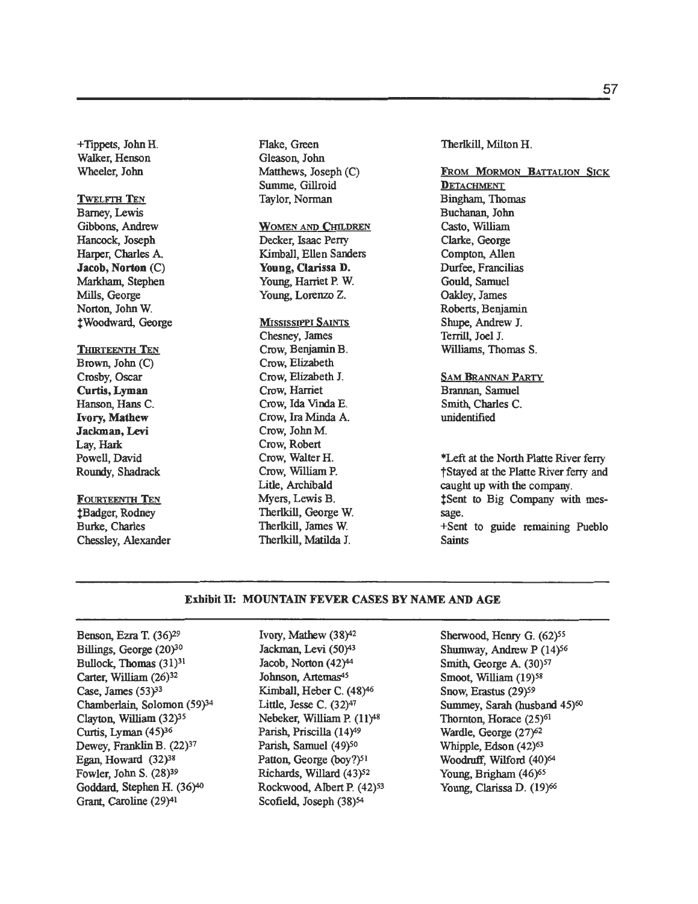+Tippets, John H.
Walker, Henson
Wheeler, John

TWELFTH TEN
Barney, Lewis
Gibbons, Andrew
Hancock, Joseph
Harper, Charles A.
**Jacob, Norton** (C)
Markham, Stephen
Mills, George
Norton, John W.
‡Woodward, George

THIRTEENTH TEN
Brown, John (C)
Crosby, Oscar
**Curtis, Lyman**
Hanson, Hans C.
**Ivory, Mathew**
**Jackman, Levi**
Lay, Hark
Powell, David
Roundy, Shadrack

FOURTEENTH TEN
‡Badger, Rodney
Burke, Charles
Chessley, Alexander
Flake, Green
Gleason, John
Matthews, Joseph (C)
Summe, Gillroid
Taylor, Norman

WOMEN AND CHILDREN
Decker, Isaac Perry
Kimball, Ellen Sanders
**Young, Clarissa D.**
Young, Harriet P. W.
Young, Lorenzo Z.

MISSISSIPPI SAINTS
Chesney, James
Crow, Benjamin B.
Crow, Elizabeth
Crow, Elizabeth J.
Crow, Harriet
Crow, Ida Vinda E.
Crow, Ira Minda A.
Crow, John M.
Crow, Robert
Crow, Walter H.
Crow, William P.
Litle, Archibald
Myers, Lewis B.
Therlkill, George W.
Therlkill, James W.
Therlkill, Matilda J.
Therlkill, Milton H.

FROM MORMON BATTALION SICK DETACHMENT
Bingham, Thomas
Buchanan, John
Casto, William
Clarke, George
Compton, Allen
Durfee, Francilias
Gould, Samuel
Oakley, James
Roberts, Benjamin
Shupe, Andrew J.
Terrill, Joel J.
Williams, Thomas S.

SAM BRANNAN PARTY
Brannan, Samuel
Smith, Charles C.
unidentified

*Left at the North Platte River ferry
†Stayed at the Platte River ferry and caught up with the company.
‡Sent to Big Company with message.
+Sent to guide remaining Pueblo Saints

## Exhibit II: MOUNTAIN FEVER CASES BY NAME AND AGE

Benson, Ezra T. (36)[29]
Billings, George (20)[30]
Bullock, Thomas (31)[31]
Carter, William (26)[32]
Case, James (53)[33]
Chamberlain, Solomon (59)[34]
Clayton, William (32)[35]
Curtis, Lyman (45)[36]
Dewey, Franklin B. (22)[37]
Egan, Howard (32)[38]
Fowler, John S. (28)[39]
Goddard, Stephen H. (36)[40]
Grant, Caroline (29)[41]
Ivory, Mathew (38)[42]
Jackman, Levi (50)[43]
Jacob, Norton (42)[44]
Johnson, Artemas[45]
Kimball, Heber C. (48)[46]
Little, Jesse C. (32)[47]
Nebeker, William P. (11)[48]
Parish, Priscilla (14)[49]
Parish, Samuel (49)[50]
Patton, George (boy?)[51]
Richards, Willard (43)[52]
Rockwood, Albert P. (42)[53]
Scofield, Joseph (38)[54]
Sherwood, Henry G. (62)[55]
Shumway, Andrew P (14)[56]
Smith, George A. (30)[57]
Smoot, William (19)[58]
Snow, Erastus (29)[59]
Summey, Sarah (husband 45)[60]
Thornton, Horace (25)[61]
Wardle, George (27)[62]
Whipple, Edson (42)[63]
Woodruff, Wilford (40)[64]
Young, Brigham (46)[65]
Young, Clarissa D. (19)[66]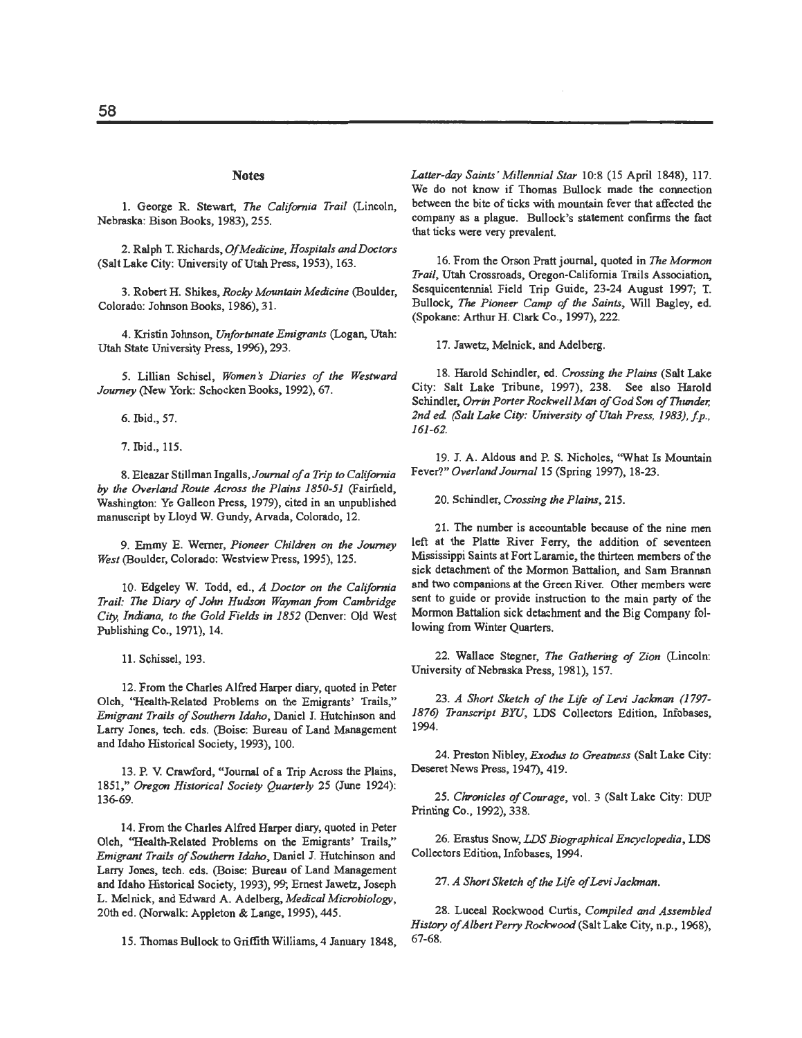## Notes

1. George R. Stewart, *The California Trail* (Lincoln, Nebraska: Bison Books, 1983), 255.

2. Ralph T. Richards, *Of Medicine, Hospitals and Doctors* (Salt Lake City: University of Utah Press, 1953), 163.

3. Robert H. Shikes, *Rocky Mountain Medicine* (Boulder, Colorado: Johnson Books, 1986), 31.

4. Kristin Johnson, *Unfortunate Emigrants* (Logan, Utah: Utah State University Press, 1996), 293.

5. Lillian Schisel, *Women's Diaries of the Westward Journey* (New York: Schocken Books, 1992), 67.

6. Ibid., 57.

7. Ibid., 115.

8. Eleazar Stillman Ingalls, *Journal of a Trip to California by the Overland Route Across the Plains 1850-51* (Fairfield, Washington: Ye Galleon Press, 1979), cited in an unpublished manuscript by Lloyd W. Gundy, Arvada, Colorado, 12.

9. Emmy E. Werner, *Pioneer Children on the Journey West* (Boulder, Colorado: Westview Press, 1995), 125.

10. Edgeley W. Todd, ed., *A Doctor on the California Trail: The Diary of John Hudson Wayman from Cambridge City, Indiana, to the Gold Fields in 1852* (Denver: Old West Publishing Co., 1971), 14.

11. Schissel, 193.

12. From the Charles Alfred Harper diary, quoted in Peter Olch, "Health-Related Problems on the Emigrants' Trails," *Emigrant Trails of Southern Idaho*, Daniel J. Hutchinson and Larry Jones, tech. eds. (Boise: Bureau of Land Management and Idaho Historical Society, 1993), 100.

13. P. V. Crawford, "Journal of a Trip Across the Plains, 1851," *Oregon Historical Society Quarterly* 25 (June 1924): 136-69.

14. From the Charles Alfred Harper diary, quoted in Peter Olch, "Health-Related Problems on the Emigrants' Trails," *Emigrant Trails of Southern Idaho*, Daniel J. Hutchinson and Larry Jones, tech. eds. (Boise: Bureau of Land Management and Idaho Historical Society, 1993), 99; Ernest Jawetz, Joseph L. Melnick, and Edward A. Adelberg, *Medical Microbiology*, 20th ed. (Norwalk: Appleton & Lange, 1995), 445.

15. Thomas Bullock to Griffith Williams, 4 January 1848, *Latter-day Saints' Millennial Star* 10:8 (15 April 1848), 117. We do not know if Thomas Bullock made the connection between the bite of ticks with mountain fever that affected the company as a plague. Bullock's statement confirms the fact that ticks were very prevalent.

16. From the Orson Pratt journal, quoted in *The Mormon Trail*, Utah Crossroads, Oregon-California Trails Association, Sesquicentennial Field Trip Guide, 23-24 August 1997; T. Bullock, *The Pioneer Camp of the Saints*, Will Bagley, ed. (Spokane: Arthur H. Clark Co., 1997), 222.

17. Jawetz, Melnick, and Adelberg.

18. Harold Schindler, ed. *Crossing the Plains* (Salt Lake City: Salt Lake Tribune, 1997), 238. See also Harold Schindler, *Orrin Porter Rockwell Man of God Son of Thunder, 2nd ed. (Salt Lake City: University of Utah Press, 1983), f.p., 161-62.*

19. J. A. Aldous and P. S. Nicholes, "What Is Mountain Fever?" *Overland Journal* 15 (Spring 1997), 18-23.

20. Schindler, *Crossing the Plains*, 215.

21. The number is accountable because of the nine men left at the Platte River Ferry, the addition of seventeen Mississippi Saints at Fort Laramie, the thirteen members of the sick detachment of the Mormon Battalion, and Sam Brannan and two companions at the Green River. Other members were sent to guide or provide instruction to the main party of the Mormon Battalion sick detachment and the Big Company following from Winter Quarters.

22. Wallace Stegner, *The Gathering of Zion* (Lincoln: University of Nebraska Press, 1981), 157.

23. *A Short Sketch of the Life of Levi Jackman (1797-1876) Transcript BYU*, LDS Collectors Edition, Infobases, 1994.

24. Preston Nibley, *Exodus to Greatness* (Salt Lake City: Deseret News Press, 1947), 419.

25. *Chronicles of Courage*, vol. 3 (Salt Lake City: DUP Printing Co., 1992), 338.

26. Erastus Snow, *LDS Biographical Encyclopedia*, LDS Collectors Edition, Infobases, 1994.

27. *A Short Sketch of the Life of Levi Jackman.*

28. Luceal Rockwood Curtis, *Compiled and Assembled History of Albert Perry Rockwood* (Salt Lake City, n.p., 1968), 67-68.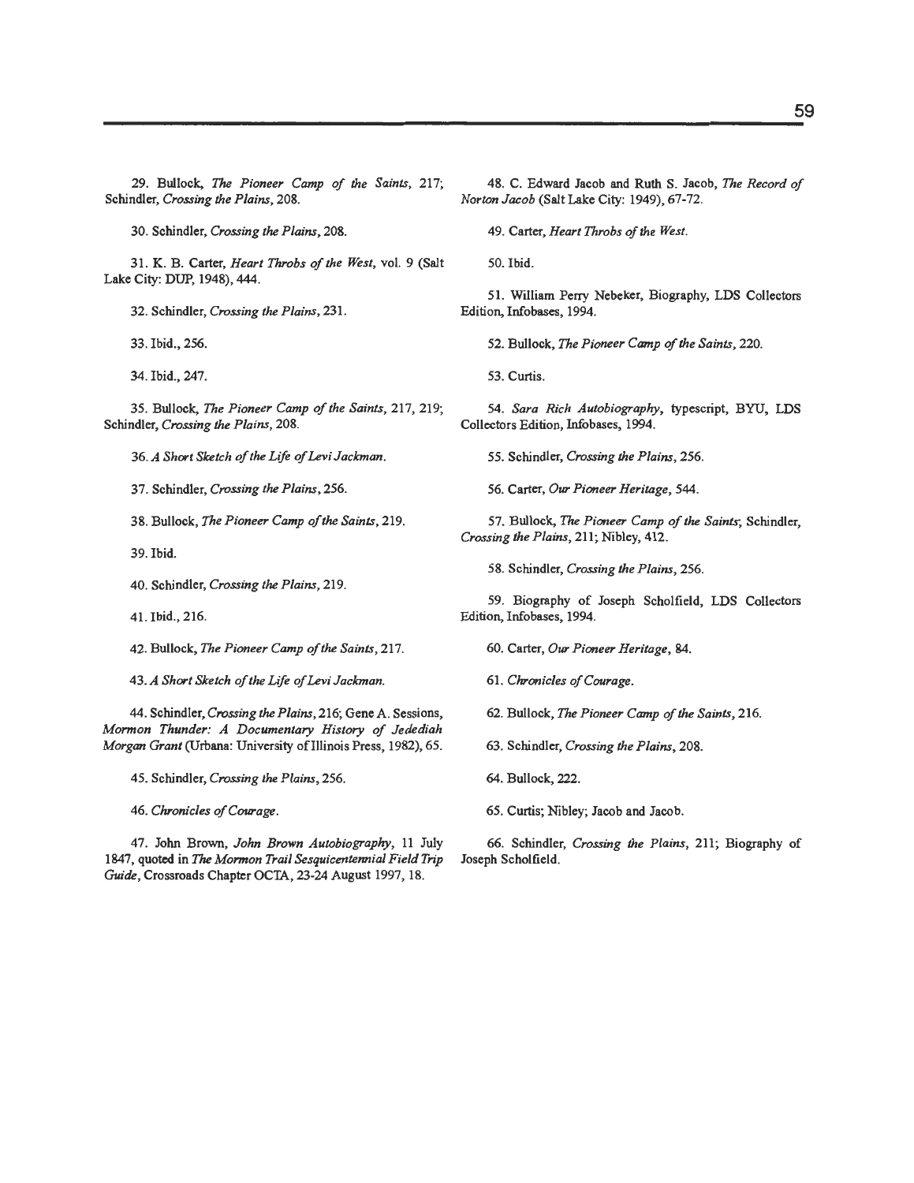29. Bullock, *The Pioneer Camp of the Saints*, 217; Schindler, *Crossing the Plains*, 208.

30. Schindler, *Crossing the Plains*, 208.

31. K. B. Carter, *Heart Throbs of the West*, vol. 9 (Salt Lake City: DUP, 1948), 444.

32. Schindler, *Crossing the Plains*, 231.

33. Ibid., 256.

34. Ibid., 247.

35. Bullock, *The Pioneer Camp of the Saints*, 217, 219; Schindler, *Crossing the Plains*, 208.

36. *A Short Sketch of the Life of Levi Jackman.*

37. Schindler, *Crossing the Plains*, 256.

38. Bullock, *The Pioneer Camp of the Saints*, 219.

39. Ibid.

40. Schindler, *Crossing the Plains*, 219.

41. Ibid., 216.

42. Bullock, *The Pioneer Camp of the Saints*, 217.

43. *A Short Sketch of the Life of Levi Jackman.*

44. Schindler, *Crossing the Plains*, 216; Gene A. Sessions, *Mormon Thunder: A Documentary History of Jedediah Morgan Grant* (Urbana: University of Illinois Press, 1982), 65.

45. Schindler, *Crossing the Plains*, 256.

46. *Chronicles of Courage.*

47. John Brown, *John Brown Autobiography*, 11 July 1847, quoted in *The Mormon Trail Sesquicentennial Field Trip Guide*, Crossroads Chapter OCTA, 23-24 August 1997, 18.

48. C. Edward Jacob and Ruth S. Jacob, *The Record of Norton Jacob* (Salt Lake City: 1949), 67-72.

49. Carter, *Heart Throbs of the West.*

50. Ibid.

51. William Perry Nebeker, Biography, LDS Collectors Edition, Infobases, 1994.

52. Bullock, *The Pioneer Camp of the Saints*, 220.

53. Curtis.

54. *Sara Rich Autobiography*, typescript, BYU, LDS Collectors Edition, Infobases, 1994.

55. Schindler, *Crossing the Plains*, 256.

56. Carter, *Our Pioneer Heritage*, 544.

57. Bullock, *The Pioneer Camp of the Saints*; Schindler, *Crossing the Plains*, 211; Nibley, 412.

58. Schindler, *Crossing the Plains*, 256.

59. Biography of Joseph Scholfield, LDS Collectors Edition, Infobases, 1994.

60. Carter, *Our Pioneer Heritage*, 84.

61. *Chronicles of Courage.*

62. Bullock, *The Pioneer Camp of the Saints*, 216.

63. Schindler, *Crossing the Plains*, 208.

64. Bullock, 222.

65. Curtis; Nibley; Jacob and Jacob.

66. Schindler, *Crossing the Plains*, 211; Biography of Joseph Scholfield.